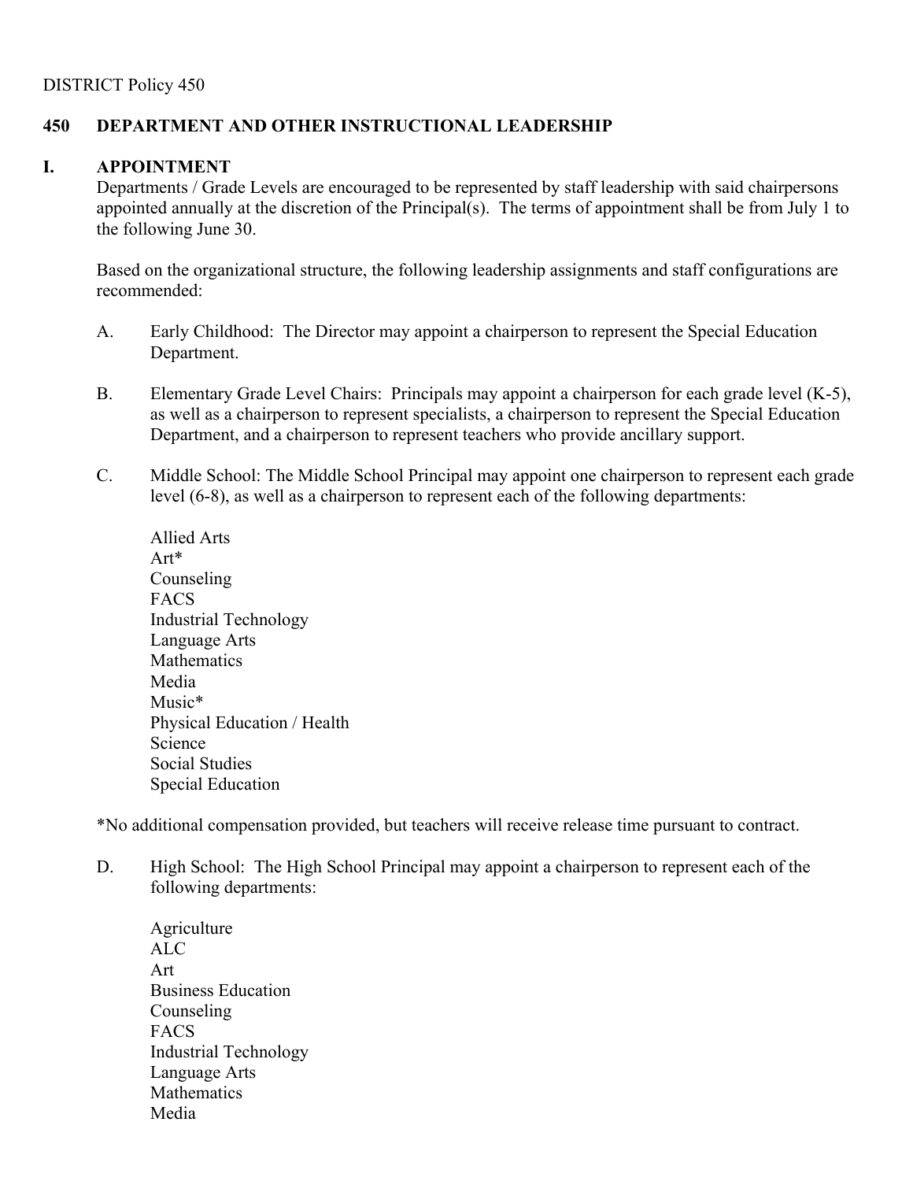DISTRICT Policy 450

# 450 DEPARTMENT AND OTHER INSTRUCTIONAL LEADERSHIP

## I. APPOINTMENT

Departments / Grade Levels are encouraged to be represented by staff leadership with said chairpersons appointed annually at the discretion of the Principal(s). The terms of appointment shall be from July 1 to the following June 30.

Based on the organizational structure, the following leadership assignments and staff configurations are recommended:

A. Early Childhood: The Director may appoint a chairperson to represent the Special Education Department.

B. Elementary Grade Level Chairs: Principals may appoint a chairperson for each grade level (K-5), as well as a chairperson to represent specialists, a chairperson to represent the Special Education Department, and a chairperson to represent teachers who provide ancillary support.

C. Middle School: The Middle School Principal may appoint one chairperson to represent each grade level (6-8), as well as a chairperson to represent each of the following departments:

Allied Arts
Art*
Counseling
FACS
Industrial Technology
Language Arts
Mathematics
Media
Music*
Physical Education / Health
Science
Social Studies
Special Education

*No additional compensation provided, but teachers will receive release time pursuant to contract.

D. High School: The High School Principal may appoint a chairperson to represent each of the following departments:

Agriculture
ALC
Art
Business Education
Counseling
FACS
Industrial Technology
Language Arts
Mathematics
Media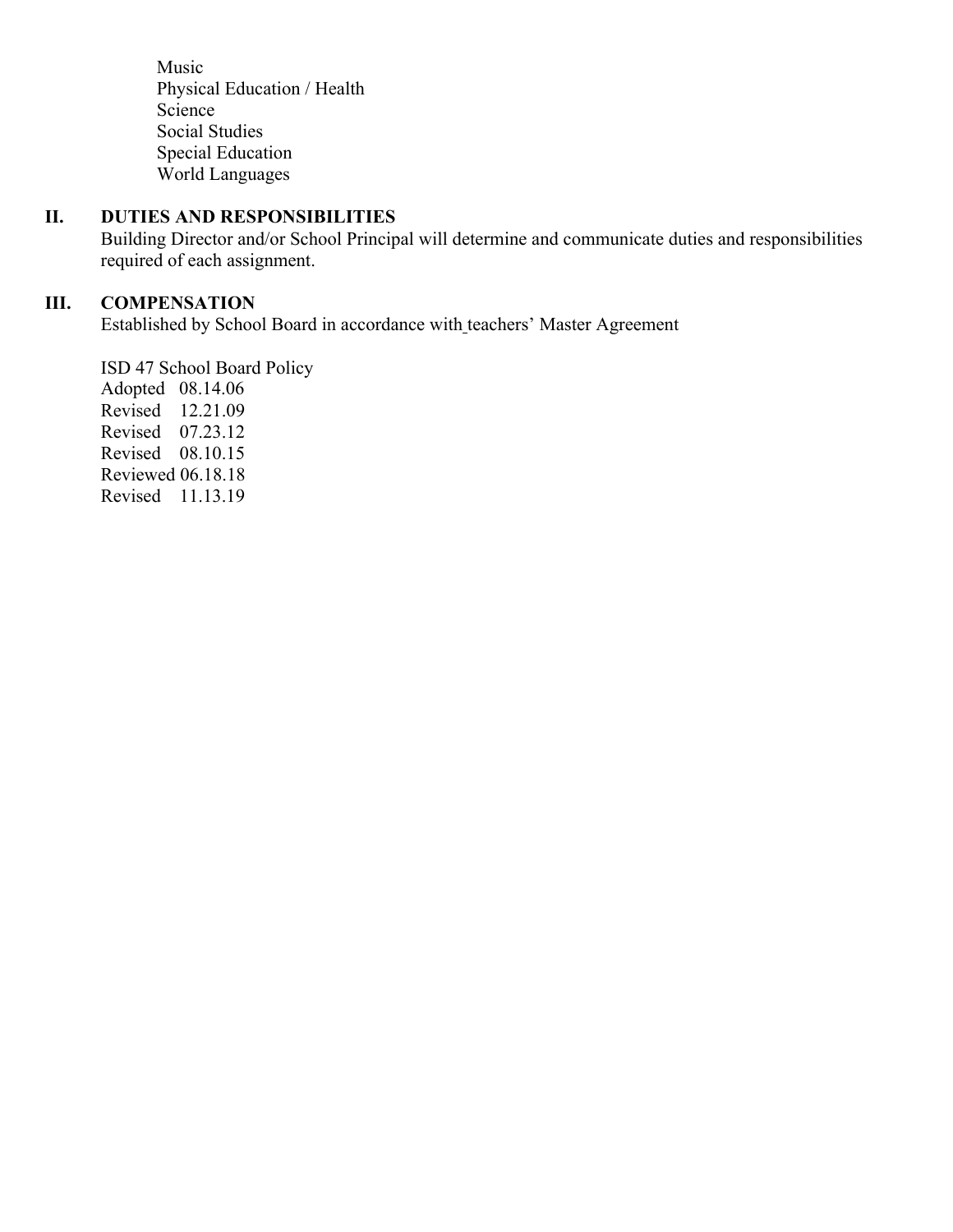- Music
- Physical Education / Health
- Science
- Social Studies
- Special Education
- World Languages

## II. DUTIES AND RESPONSIBILITIES

Building Director and/or School Principal will determine and communicate duties and responsibilities required of each assignment.

## III. COMPENSATION

Established by School Board in accordance with teachers' Master Agreement

ISD 47 School Board Policy
Adopted 08.14.06
Revised 12.21.09
Revised 07.23.12
Revised 08.10.15
Reviewed 06.18.18
Revised 11.13.19